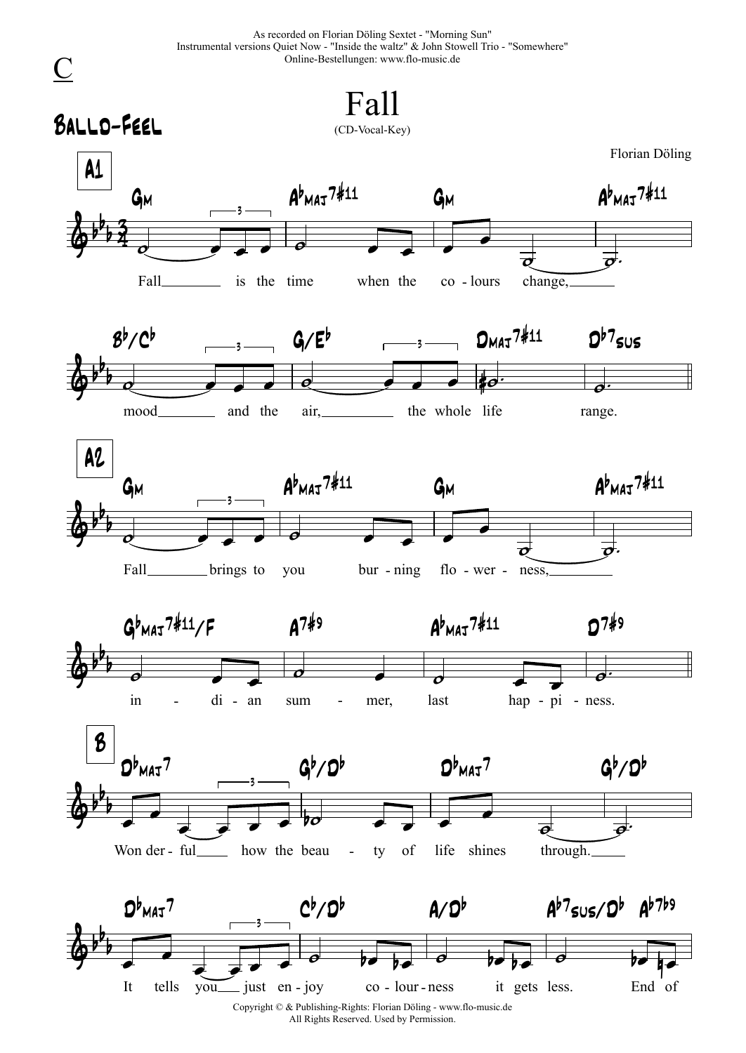As recorded on Florian Döling Sextet - "Morning Sun"
Instrumental versions Quiet Now - "Inside the waltz" & John Stowell Trio - "Somewhere"
Online-Bestellungen: www.flo-music.de

C

# Fall

(CD-Vocal-Key)

Ballo-Feel

Florian Döling

**A1**

Gm | Abmaj7#11 | Gm | Abmaj7#11

Fall is the time when the co - lours change,

Bb/Cb | G/Eb | Dmaj7#11 | Db7sus

mood and the air, the whole life range.

**A2**

Gm | Abmaj7#11 | Gm | Abmaj7#11

Fall brings to you bur - ning flo - wer - ness,

Gbmaj7#11/F | A7#9 | Abmaj7#11 | D7#9

in - di - an sum - mer, last hap - pi - ness.

**B**

Dbmaj7 | Gb/Db | Dbmaj7 | Gb/Db

Won der - ful how the beau - ty of life shines through.

Dbmaj7 | Cb/Db | A/Db | Ab7sus/Db Ab7b9

It tells you just en - joy co - lour - ness it gets less. End of

Copyright © & Publishing-Rights: Florian Döling - www.flo-music.de
All Rights Reserved. Used by Permission.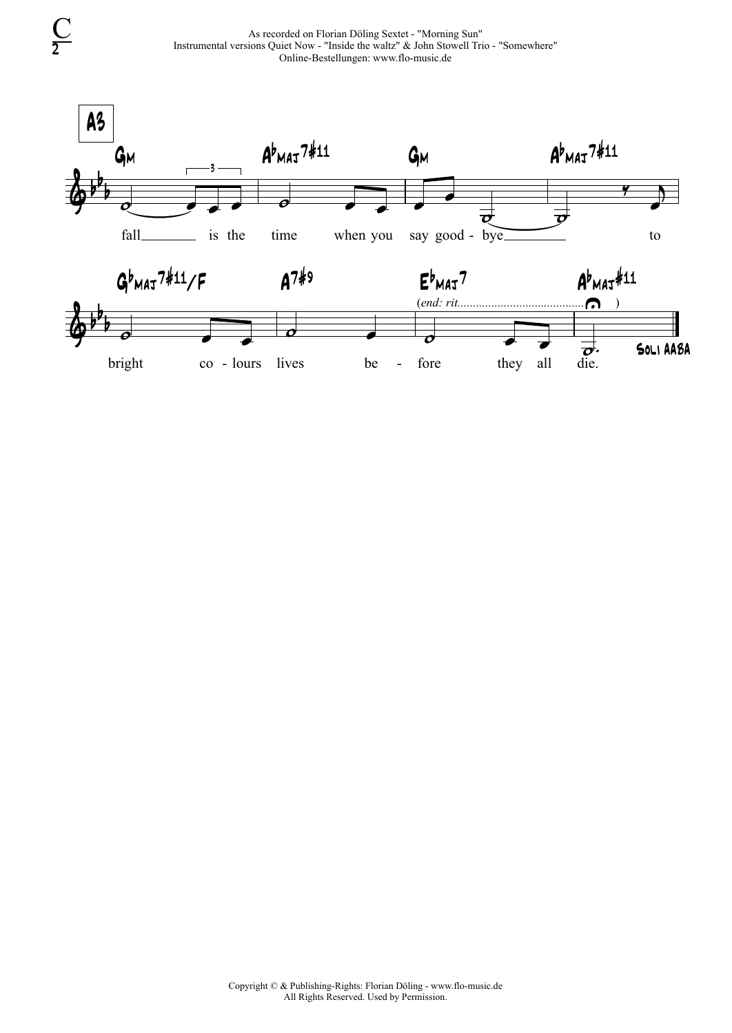As recorded on Florian Döling Sextet - "Morning Sun"
Instrumental versions Quiet Now - "Inside the waltz" & John Stowell Trio - "Somewhere"
Online-Bestellungen: www.flo-music.de

**A3**

Gm | A♭maj7♯11 | Gm | A♭maj7♯11

fall ___ is the time when you say good - bye ___ to

G♭maj7♯11/F | A7♯9 | E♭maj7 | A♭maj♯11

(*end: rit.*......................................... )

bright co - lours lives be - fore they all die.

Soli AABA

Copyright © & Publishing-Rights: Florian Döling - www.flo-music.de
All Rights Reserved. Used by Permission.